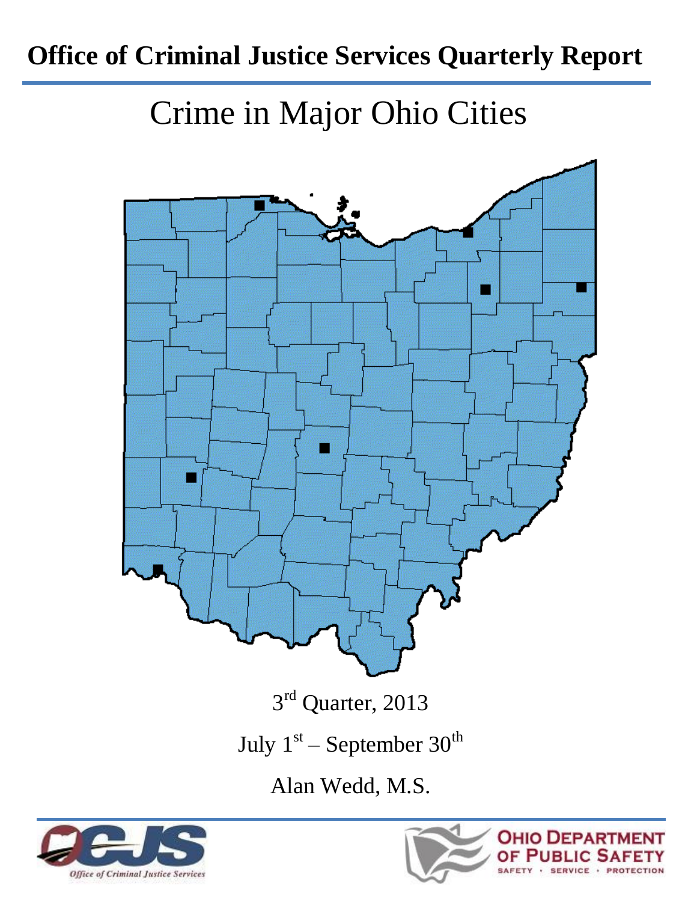# Office of Criminal Justice Services Quarterly Report

## Crime in Major Ohio Cities

3rd Quarter, 2013

July 1st – September 30th

Alan Wedd, M.S.

Office of Criminal Justice Services

Ohio Department of Public Safety

SAFETY · SERVICE · PROTECTION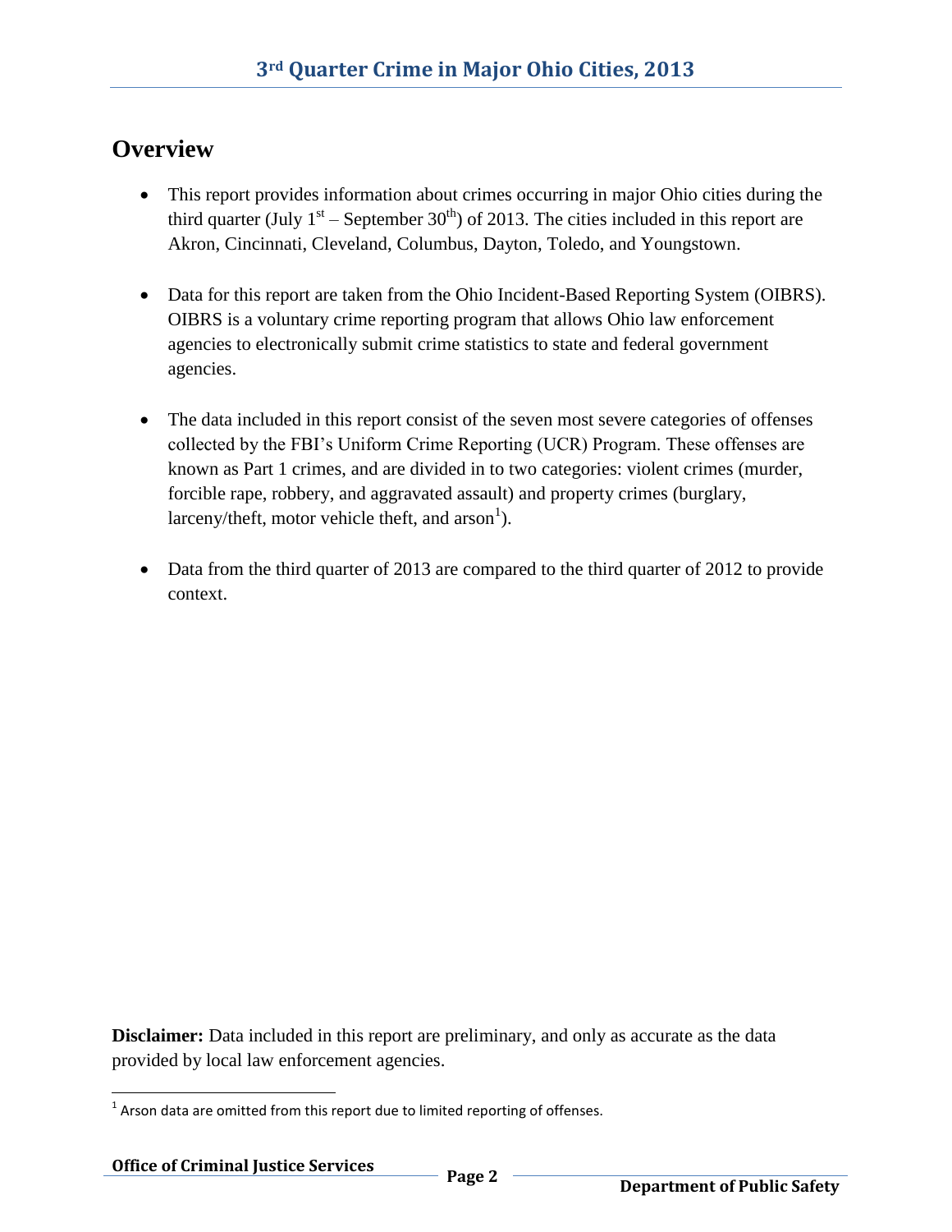# 3rd Quarter Crime in Major Ohio Cities, 2013

## Overview

- This report provides information about crimes occurring in major Ohio cities during the third quarter (July 1st – September 30th) of 2013. The cities included in this report are Akron, Cincinnati, Cleveland, Columbus, Dayton, Toledo, and Youngstown.

- Data for this report are taken from the Ohio Incident-Based Reporting System (OIBRS). OIBRS is a voluntary crime reporting program that allows Ohio law enforcement agencies to electronically submit crime statistics to state and federal government agencies.

- The data included in this report consist of the seven most severe categories of offenses collected by the FBI's Uniform Crime Reporting (UCR) Program. These offenses are known as Part 1 crimes, and are divided in to two categories: violent crimes (murder, forcible rape, robbery, and aggravated assault) and property crimes (burglary, larceny/theft, motor vehicle theft, and arson[1]).

- Data from the third quarter of 2013 are compared to the third quarter of 2012 to provide context.

**Disclaimer:** Data included in this report are preliminary, and only as accurate as the data provided by local law enforcement agencies.

[1] Arson data are omitted from this report due to limited reporting of offenses.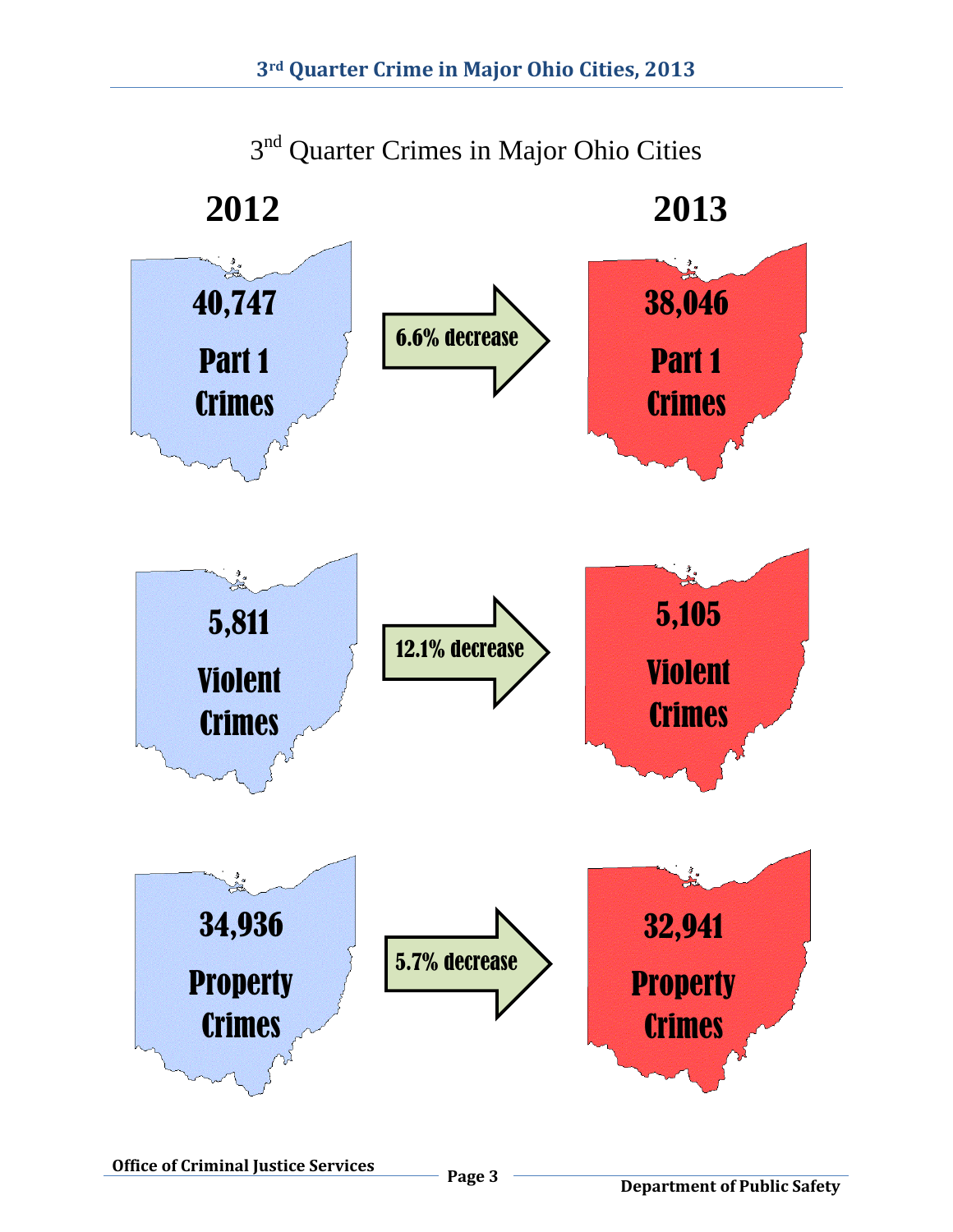3rd Quarter Crimes in Major Ohio Cities

| 2012 | | 2013 |
| --- | --- | --- |
| 40,747 Part 1 Crimes | 6.6% decrease | 38,046 Part 1 Crimes |
| 5,811 Violent Crimes | 12.1% decrease | 5,105 Violent Crimes |
| 34,936 Property Crimes | 5.7% decrease | 32,941 Property Crimes |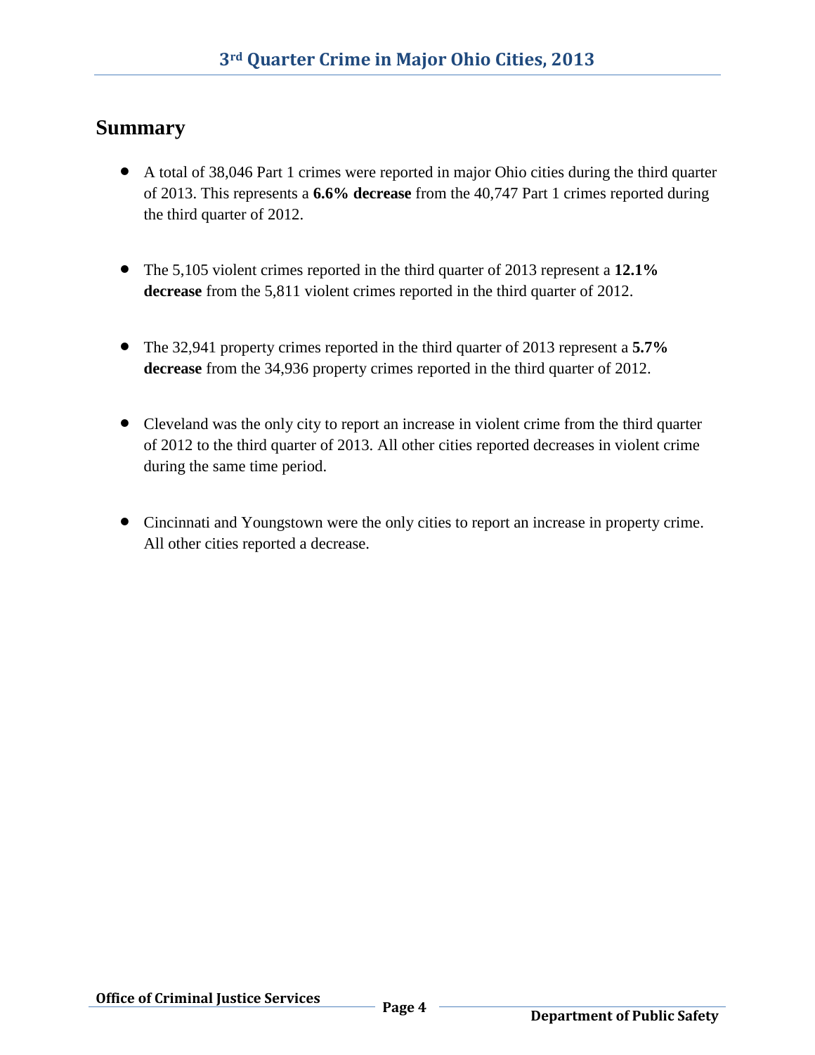# 3rd Quarter Crime in Major Ohio Cities, 2013

## Summary

- A total of 38,046 Part 1 crimes were reported in major Ohio cities during the third quarter of 2013. This represents a **6.6% decrease** from the 40,747 Part 1 crimes reported during the third quarter of 2012.

- The 5,105 violent crimes reported in the third quarter of 2013 represent a **12.1% decrease** from the 5,811 violent crimes reported in the third quarter of 2012.

- The 32,941 property crimes reported in the third quarter of 2013 represent a **5.7% decrease** from the 34,936 property crimes reported in the third quarter of 2012.

- Cleveland was the only city to report an increase in violent crime from the third quarter of 2012 to the third quarter of 2013. All other cities reported decreases in violent crime during the same time period.

- Cincinnati and Youngstown were the only cities to report an increase in property crime. All other cities reported a decrease.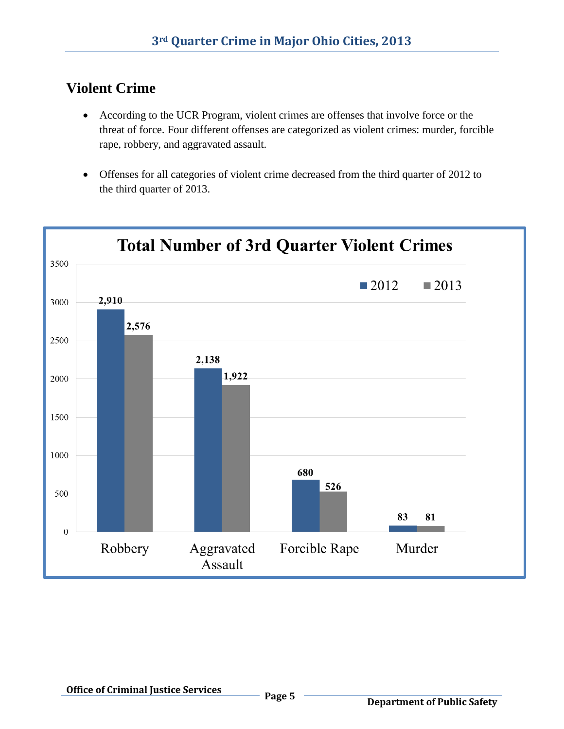## Violent Crime

- According to the UCR Program, violent crimes are offenses that involve force or the threat of force. Four different offenses are categorized as violent crimes: murder, forcible rape, robbery, and aggravated assault.
- Offenses for all categories of violent crime decreased from the third quarter of 2012 to the third quarter of 2013.

**Total Number of 3rd Quarter Violent Crimes**

| | 2012 | 2013 |
|---|---|---|
| Robbery | 2,910 | 2,576 |
| Aggravated Assault | 2,138 | 1,922 |
| Forcible Rape | 680 | 526 |
| Murder | 83 | 81 |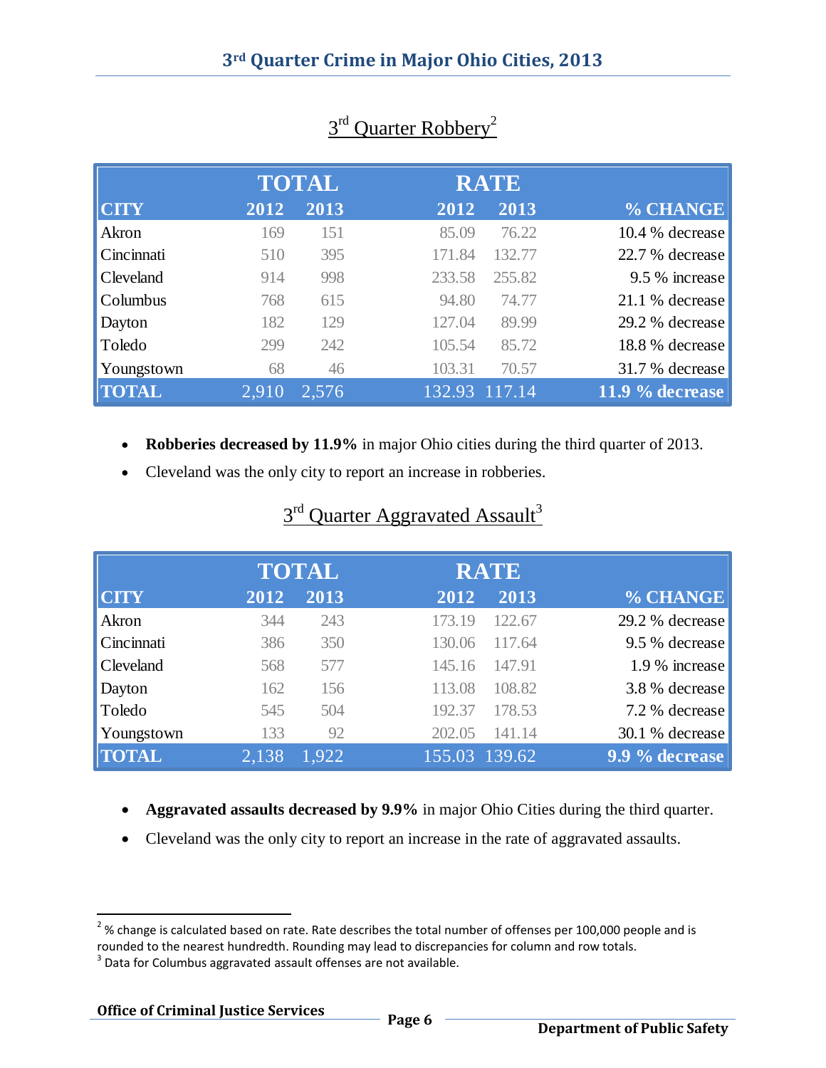# 3rd Quarter Crime in Major Ohio Cities, 2013

## 3rd Quarter Robbery[2]

| | TOTAL | | RATE | | |
|---|---|---|---|---|---|
| CITY | 2012 | 2013 | 2012 | 2013 | % CHANGE |
| Akron | 169 | 151 | 85.09 | 76.22 | 10.4 % decrease |
| Cincinnati | 510 | 395 | 171.84 | 132.77 | 22.7 % decrease |
| Cleveland | 914 | 998 | 233.58 | 255.82 | 9.5 % increase |
| Columbus | 768 | 615 | 94.80 | 74.77 | 21.1 % decrease |
| Dayton | 182 | 129 | 127.04 | 89.99 | 29.2 % decrease |
| Toledo | 299 | 242 | 105.54 | 85.72 | 18.8 % decrease |
| Youngstown | 68 | 46 | 103.31 | 70.57 | 31.7 % decrease |
| **TOTAL** | 2,910 | 2,576 | 132.93 | 117.14 | **11.9 % decrease** |

- **Robberies decreased by 11.9%** in major Ohio cities during the third quarter of 2013.
- Cleveland was the only city to report an increase in robberies.

## 3rd Quarter Aggravated Assault[3]

| | TOTAL | | RATE | | |
|---|---|---|---|---|---|
| CITY | 2012 | 2013 | 2012 | 2013 | % CHANGE |
| Akron | 344 | 243 | 173.19 | 122.67 | 29.2 % decrease |
| Cincinnati | 386 | 350 | 130.06 | 117.64 | 9.5 % decrease |
| Cleveland | 568 | 577 | 145.16 | 147.91 | 1.9 % increase |
| Dayton | 162 | 156 | 113.08 | 108.82 | 3.8 % decrease |
| Toledo | 545 | 504 | 192.37 | 178.53 | 7.2 % decrease |
| Youngstown | 133 | 92 | 202.05 | 141.14 | 30.1 % decrease |
| **TOTAL** | 2,138 | 1,922 | 155.03 | 139.62 | **9.9 % decrease** |

- **Aggravated assaults decreased by 9.9%** in major Ohio Cities during the third quarter.
- Cleveland was the only city to report an increase in the rate of aggravated assaults.

[2] % change is calculated based on rate. Rate describes the total number of offenses per 100,000 people and is rounded to the nearest hundredth. Rounding may lead to discrepancies for column and row totals.

[3] Data for Columbus aggravated assault offenses are not available.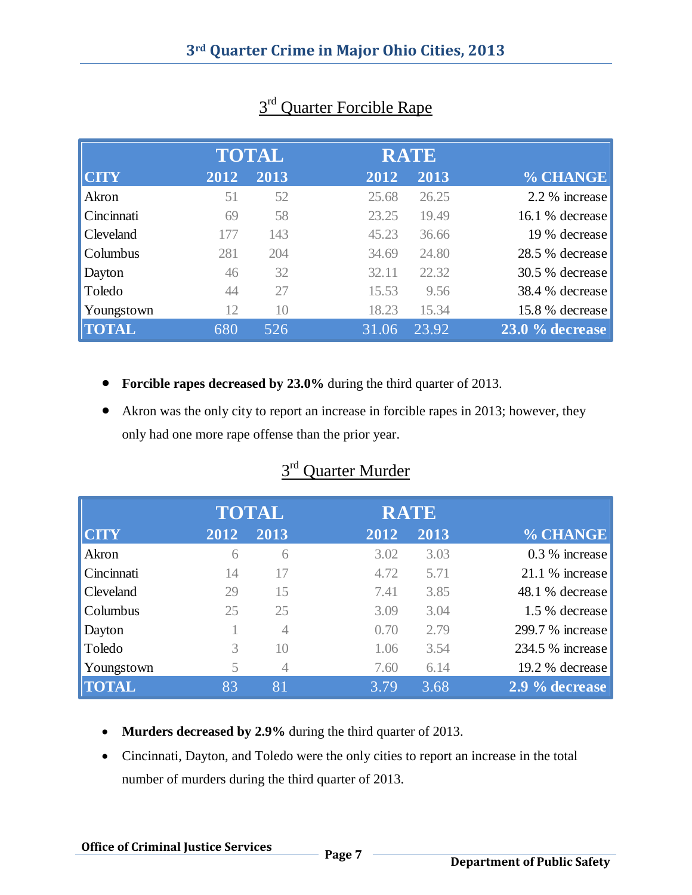# 3rd Quarter Crime in Major Ohio Cities, 2013

## 3rd Quarter Forcible Rape

| CITY | TOTAL 2012 | TOTAL 2013 | RATE 2012 | RATE 2013 | % CHANGE |
|---|---|---|---|---|---|
| Akron | 51 | 52 | 25.68 | 26.25 | 2.2 % increase |
| Cincinnati | 69 | 58 | 23.25 | 19.49 | 16.1 % decrease |
| Cleveland | 177 | 143 | 45.23 | 36.66 | 19 % decrease |
| Columbus | 281 | 204 | 34.69 | 24.80 | 28.5 % decrease |
| Dayton | 46 | 32 | 32.11 | 22.32 | 30.5 % decrease |
| Toledo | 44 | 27 | 15.53 | 9.56 | 38.4 % decrease |
| Youngstown | 12 | 10 | 18.23 | 15.34 | 15.8 % decrease |
| **TOTAL** | 680 | 526 | 31.06 | 23.92 | **23.0 % decrease** |

- **Forcible rapes decreased by 23.0%** during the third quarter of 2013.
- Akron was the only city to report an increase in forcible rapes in 2013; however, they only had one more rape offense than the prior year.

## 3rd Quarter Murder

| CITY | TOTAL 2012 | TOTAL 2013 | RATE 2012 | RATE 2013 | % CHANGE |
|---|---|---|---|---|---|
| Akron | 6 | 6 | 3.02 | 3.03 | 0.3 % increase |
| Cincinnati | 14 | 17 | 4.72 | 5.71 | 21.1 % increase |
| Cleveland | 29 | 15 | 7.41 | 3.85 | 48.1 % decrease |
| Columbus | 25 | 25 | 3.09 | 3.04 | 1.5 % decrease |
| Dayton | 1 | 4 | 0.70 | 2.79 | 299.7 % increase |
| Toledo | 3 | 10 | 1.06 | 3.54 | 234.5 % increase |
| Youngstown | 5 | 4 | 7.60 | 6.14 | 19.2 % decrease |
| **TOTAL** | 83 | 81 | 3.79 | 3.68 | **2.9 % decrease** |

- **Murders decreased by 2.9%** during the third quarter of 2013.
- Cincinnati, Dayton, and Toledo were the only cities to report an increase in the total number of murders during the third quarter of 2013.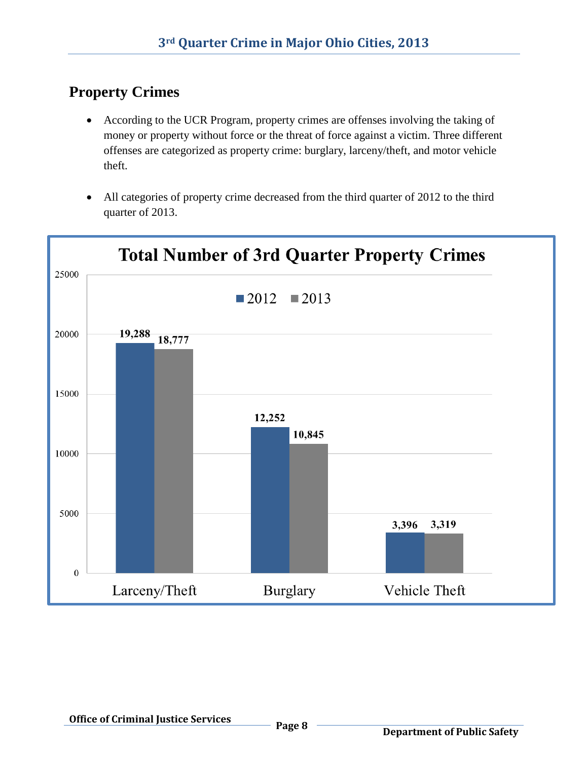## Property Crimes

- According to the UCR Program, property crimes are offenses involving the taking of money or property without force or the threat of force against a victim. Three different offenses are categorized as property crime: burglary, larceny/theft, and motor vehicle theft.

- All categories of property crime decreased from the third quarter of 2012 to the third quarter of 2013.

**Total Number of 3rd Quarter Property Crimes**

| | 2012 | 2013 |
|---|---|---|
| Larceny/Theft | 19,288 | 18,777 |
| Burglary | 12,252 | 10,845 |
| Vehicle Theft | 3,396 | 3,319 |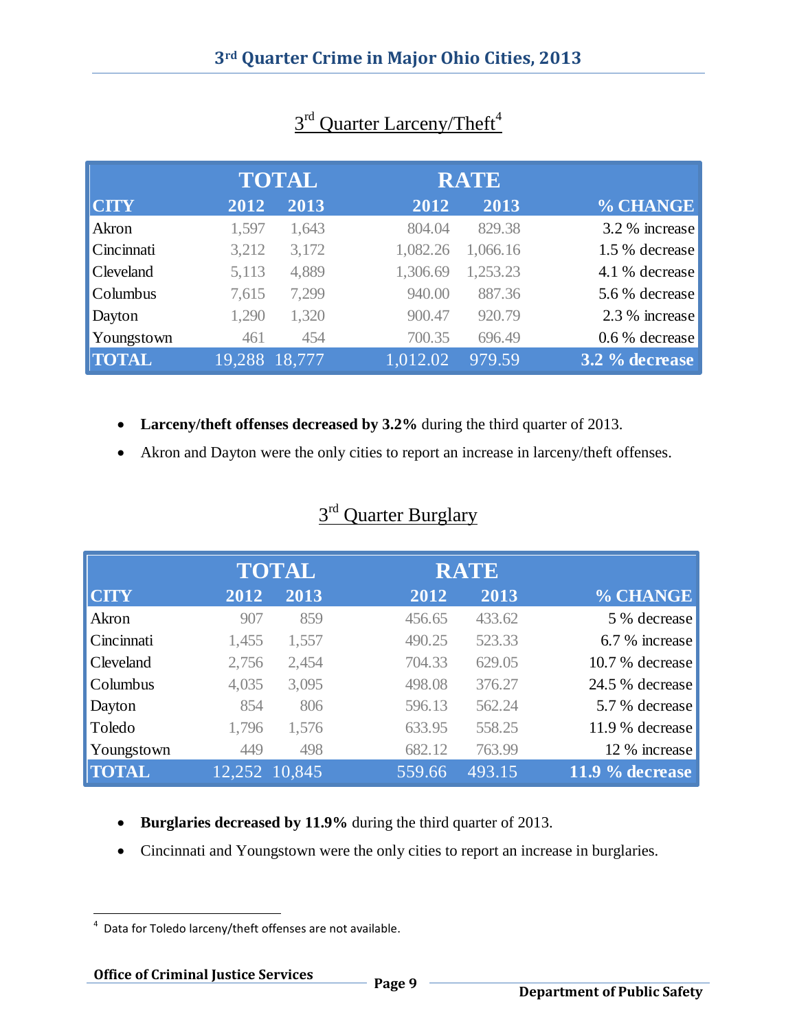## 3[rd] Quarter Larceny/Theft[4]

| | TOTAL | | RATE | | |
|---|---|---|---|---|---|
| CITY | 2012 | 2013 | 2012 | 2013 | % CHANGE |
| Akron | 1,597 | 1,643 | 804.04 | 829.38 | 3.2 % increase |
| Cincinnati | 3,212 | 3,172 | 1,082.26 | 1,066.16 | 1.5 % decrease |
| Cleveland | 5,113 | 4,889 | 1,306.69 | 1,253.23 | 4.1 % decrease |
| Columbus | 7,615 | 7,299 | 940.00 | 887.36 | 5.6 % decrease |
| Dayton | 1,290 | 1,320 | 900.47 | 920.79 | 2.3 % increase |
| Youngstown | 461 | 454 | 700.35 | 696.49 | 0.6 % decrease |
| **TOTAL** | 19,288 | 18,777 | 1,012.02 | 979.59 | **3.2 % decrease** |

- **Larceny/theft offenses decreased by 3.2%** during the third quarter of 2013.
- Akron and Dayton were the only cities to report an increase in larceny/theft offenses.

## 3[rd] Quarter Burglary

| | TOTAL | | RATE | | |
|---|---|---|---|---|---|
| CITY | 2012 | 2013 | 2012 | 2013 | % CHANGE |
| Akron | 907 | 859 | 456.65 | 433.62 | 5 % decrease |
| Cincinnati | 1,455 | 1,557 | 490.25 | 523.33 | 6.7 % increase |
| Cleveland | 2,756 | 2,454 | 704.33 | 629.05 | 10.7 % decrease |
| Columbus | 4,035 | 3,095 | 498.08 | 376.27 | 24.5 % decrease |
| Dayton | 854 | 806 | 596.13 | 562.24 | 5.7 % decrease |
| Toledo | 1,796 | 1,576 | 633.95 | 558.25 | 11.9 % decrease |
| Youngstown | 449 | 498 | 682.12 | 763.99 | 12 % increase |
| **TOTAL** | 12,252 | 10,845 | 559.66 | 493.15 | **11.9 % decrease** |

- **Burglaries decreased by 11.9%** during the third quarter of 2013.
- Cincinnati and Youngstown were the only cities to report an increase in burglaries.

[4] Data for Toledo larceny/theft offenses are not available.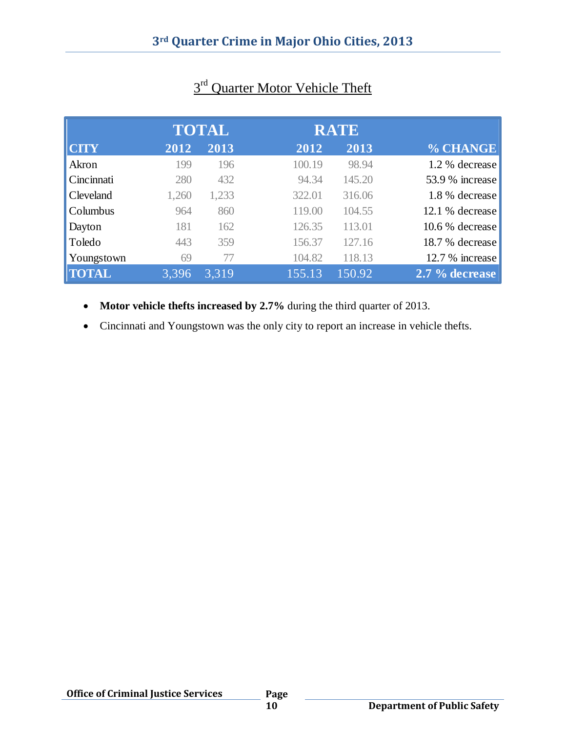## 3[rd] Quarter Motor Vehicle Theft

| | TOTAL | | RATE | | |
|---|---|---|---|---|---|
| **CITY** | **2012** | **2013** | **2012** | **2013** | **% CHANGE** |
| Akron | 199 | 196 | 100.19 | 98.94 | 1.2 % decrease |
| Cincinnati | 280 | 432 | 94.34 | 145.20 | 53.9 % increase |
| Cleveland | 1,260 | 1,233 | 322.01 | 316.06 | 1.8 % decrease |
| Columbus | 964 | 860 | 119.00 | 104.55 | 12.1 % decrease |
| Dayton | 181 | 162 | 126.35 | 113.01 | 10.6 % decrease |
| Toledo | 443 | 359 | 156.37 | 127.16 | 18.7 % decrease |
| Youngstown | 69 | 77 | 104.82 | 118.13 | 12.7 % increase |
| **TOTAL** | 3,396 | 3,319 | 155.13 | 150.92 | **2.7 % decrease** |

- **Motor vehicle thefts increased by 2.7%** during the third quarter of 2013.
- Cincinnati and Youngstown was the only city to report an increase in vehicle thefts.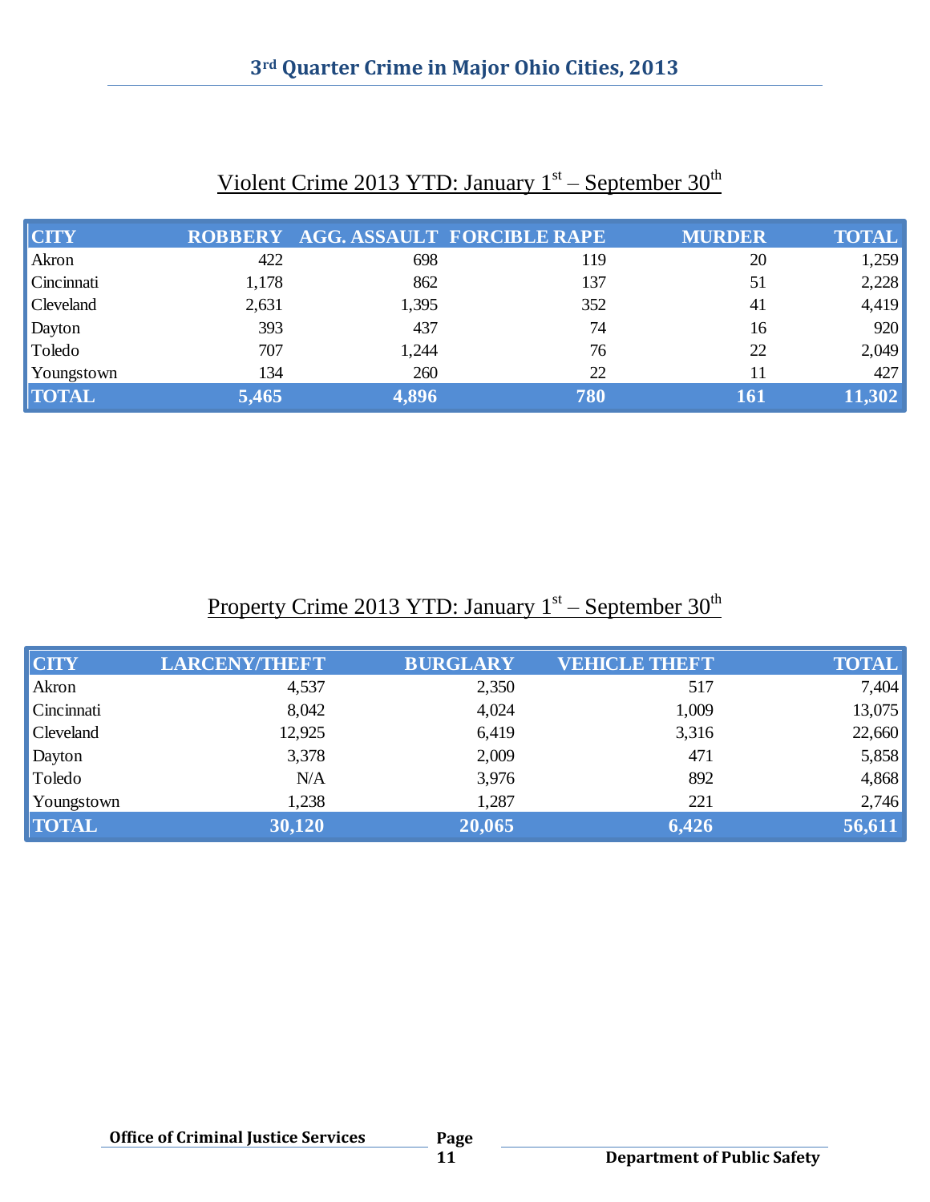# 3rd Quarter Crime in Major Ohio Cities, 2013

## Violent Crime 2013 YTD: January 1st – September 30th

| CITY | ROBBERY | AGG. ASSAULT | FORCIBLE RAPE | MURDER | TOTAL |
|---|---|---|---|---|---|
| Akron | 422 | 698 | 119 | 20 | 1,259 |
| Cincinnati | 1,178 | 862 | 137 | 51 | 2,228 |
| Cleveland | 2,631 | 1,395 | 352 | 41 | 4,419 |
| Dayton | 393 | 437 | 74 | 16 | 920 |
| Toledo | 707 | 1,244 | 76 | 22 | 2,049 |
| Youngstown | 134 | 260 | 22 | 11 | 427 |
| **TOTAL** | **5,465** | **4,896** | **780** | **161** | **11,302** |

## Property Crime 2013 YTD: January 1st – September 30th

| CITY | LARCENY/THEFT | BURGLARY | VEHICLE THEFT | TOTAL |
|---|---|---|---|---|
| Akron | 4,537 | 2,350 | 517 | 7,404 |
| Cincinnati | 8,042 | 4,024 | 1,009 | 13,075 |
| Cleveland | 12,925 | 6,419 | 3,316 | 22,660 |
| Dayton | 3,378 | 2,009 | 471 | 5,858 |
| Toledo | N/A | 3,976 | 892 | 4,868 |
| Youngstown | 1,238 | 1,287 | 221 | 2,746 |
| **TOTAL** | **30,120** | **20,065** | **6,426** | **56,611** |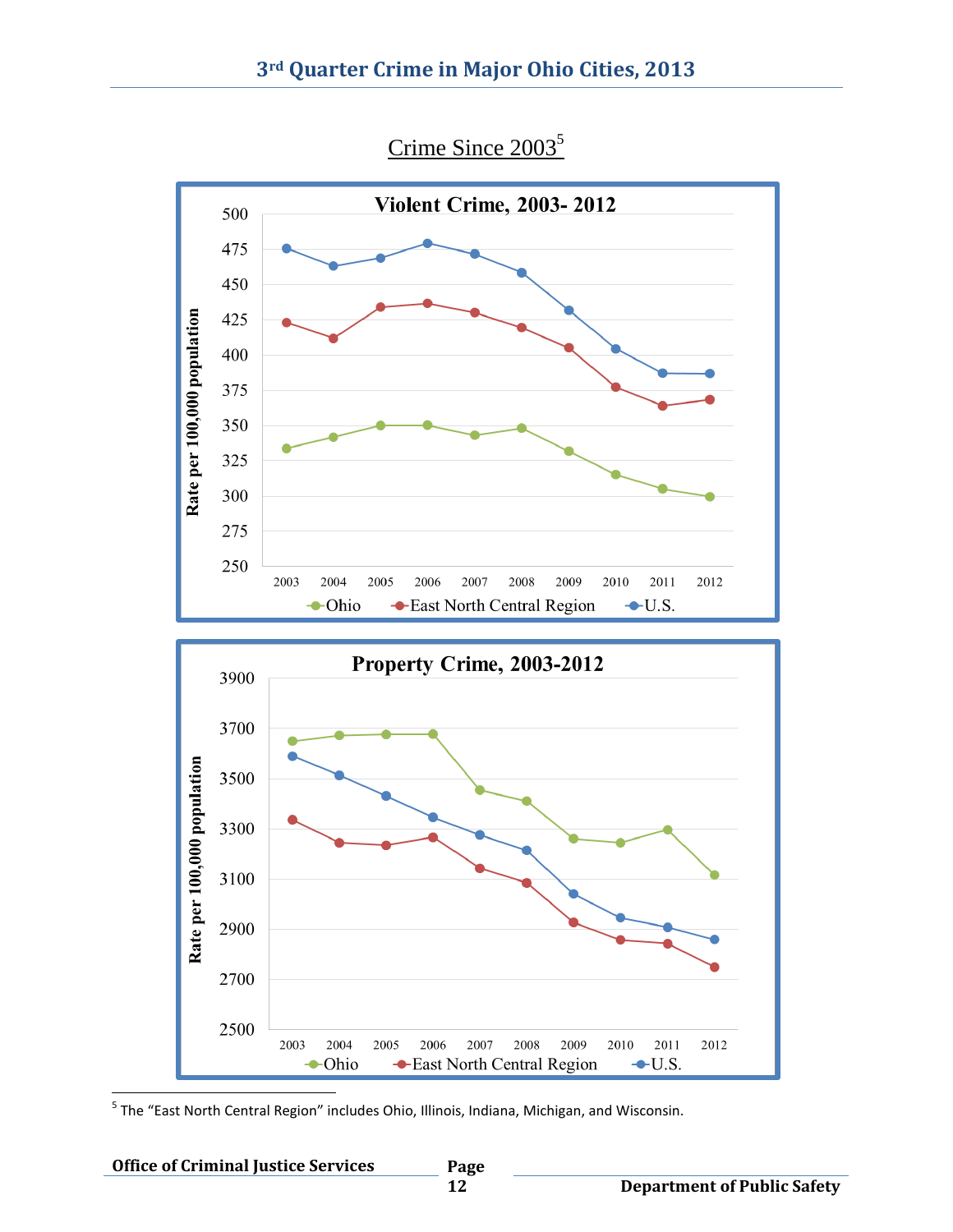## Crime Since 2003[5]

**Violent Crime, 2003- 2012**

Rate per 100,000 population

500
475
450
425
400
375
350
325
300
275
250

2003 2004 2005 2006 2007 2008 2009 2010 2011 2012

Ohio — East North Central Region — U.S.

**Property Crime, 2003-2012**

Rate per 100,000 population

3900
3700
3500
3300
3100
2900
2700
2500

2003 2004 2005 2006 2007 2008 2009 2010 2011 2012

Ohio — East North Central Region — U.S.

[5] The "East North Central Region" includes Ohio, Illinois, Indiana, Michigan, and Wisconsin.